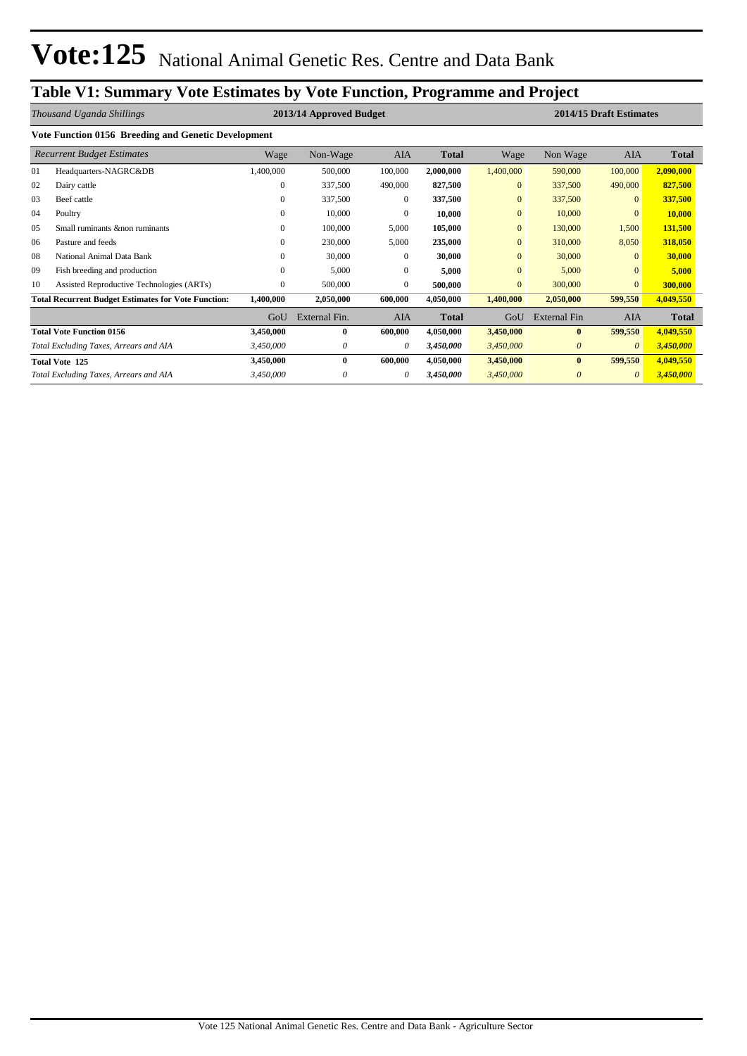# Vote:125 National Animal Genetic Res. Centre and Data Bank

## Table V1: Summary Vote Estimates by Vote Function, Programme and Project

| *Thousand Uganda Shillings* | | 2013/14 Approved Budget | | | | 2014/15 Draft Estimates | | | |
|---|---|---|---|---|---|---|---|---|---|
| **Vote Function 0156 Breeding and Genetic Development** | | | | | | | | | |
| *Recurrent Budget Estimates* | | Wage | Non-Wage | AIA | **Total** | Wage | Non Wage | AIA | **Total** |
| 01 | Headquarters-NAGRC&DB | 1,400,000 | 500,000 | 100,000 | **2,000,000** | 1,400,000 | 590,000 | 100,000 | **2,090,000** |
| 02 | Dairy cattle | 0 | 337,500 | 490,000 | **827,500** | 0 | 337,500 | 490,000 | **827,500** |
| 03 | Beef cattle | 0 | 337,500 | 0 | **337,500** | 0 | 337,500 | 0 | **337,500** |
| 04 | Poultry | 0 | 10,000 | 0 | **10,000** | 0 | 10,000 | 0 | **10,000** |
| 05 | Small ruminants &non ruminants | 0 | 100,000 | 5,000 | **105,000** | 0 | 130,000 | 1,500 | **131,500** |
| 06 | Pasture and feeds | 0 | 230,000 | 5,000 | **235,000** | 0 | 310,000 | 8,050 | **318,050** |
| 08 | National Animal Data Bank | 0 | 30,000 | 0 | **30,000** | 0 | 30,000 | 0 | **30,000** |
| 09 | Fish breeding and production | 0 | 5,000 | 0 | **5,000** | 0 | 5,000 | 0 | **5,000** |
| 10 | Assisted Reproductive Technologies (ARTs) | 0 | 500,000 | 0 | **500,000** | 0 | 300,000 | 0 | **300,000** |
| **Total Recurrent Budget Estimates for Vote Function:** | | **1,400,000** | **2,050,000** | **600,000** | **4,050,000** | **1,400,000** | **2,050,000** | **599,550** | **4,049,550** |
| | | GoU | External Fin. | AIA | **Total** | GoU | External Fin | AIA | **Total** |
| **Total Vote Function 0156** | | **3,450,000** | **0** | **600,000** | **4,050,000** | **3,450,000** | **0** | **599,550** | **4,049,550** |
| *Total Excluding Taxes, Arrears and AIA* | | *3,450,000* | *0* | *0* | ***3,450,000*** | *3,450,000* | *0* | *0* | ***3,450,000*** |
| **Total Vote 125** | | **3,450,000** | **0** | **600,000** | **4,050,000** | **3,450,000** | **0** | **599,550** | **4,049,550** |
| *Total Excluding Taxes, Arrears and AIA* | | *3,450,000* | *0* | *0* | ***3,450,000*** | *3,450,000* | *0* | *0* | ***3,450,000*** |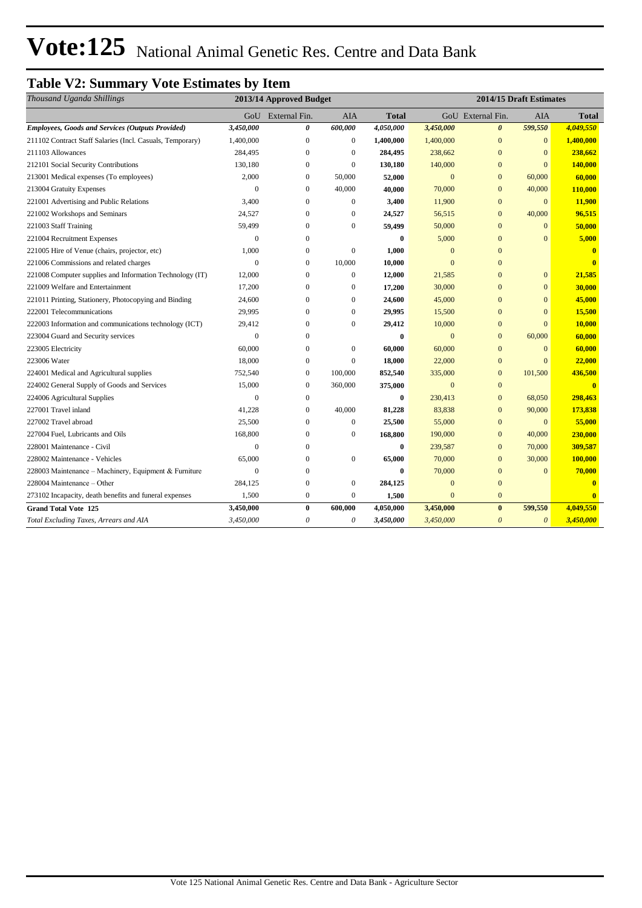// Vote:125 National Animal Genetic Res. Centre and Data Bank

## Table V2: Summary Vote Estimates by Item

| *Thousand Uganda Shillings* | 2013/14 Approved Budget | | | | 2014/15 Draft Estimates | | | |
|---|---|---|---|---|---|---|---|---|
| | GoU | External Fin. | AIA | Total | GoU | External Fin. | AIA | Total |
| ***Employees, Goods and Services (Outputs Provided)*** | ***3,450,000*** | ***0*** | ***600,000*** | ***4,050,000*** | ***3,450,000*** | ***0*** | ***599,550*** | ***4,049,550*** |
| 211102 Contract Staff Salaries (Incl. Casuals, Temporary) | 1,400,000 | 0 | 0 | **1,400,000** | 1,400,000 | 0 | 0 | **1,400,000** |
| 211103 Allowances | 284,495 | 0 | 0 | **284,495** | 238,662 | 0 | 0 | **238,662** |
| 212101 Social Security Contributions | 130,180 | 0 | 0 | **130,180** | 140,000 | 0 | 0 | **140,000** |
| 213001 Medical expenses (To employees) | 2,000 | 0 | 50,000 | **52,000** | 0 | 0 | 60,000 | **60,000** |
| 213004 Gratuity Expenses | 0 | 0 | 40,000 | **40,000** | 70,000 | 0 | 40,000 | **110,000** |
| 221001 Advertising and Public Relations | 3,400 | 0 | 0 | **3,400** | 11,900 | 0 | 0 | **11,900** |
| 221002 Workshops and Seminars | 24,527 | 0 | 0 | **24,527** | 56,515 | 0 | 40,000 | **96,515** |
| 221003 Staff Training | 59,499 | 0 | 0 | **59,499** | 50,000 | 0 | 0 | **50,000** |
| 221004 Recruitment Expenses | 0 | 0 | | **0** | 5,000 | 0 | 0 | **5,000** |
| 221005 Hire of Venue (chairs, projector, etc) | 1,000 | 0 | 0 | **1,000** | 0 | 0 | | **0** |
| 221006 Commissions and related charges | 0 | 0 | 10,000 | **10,000** | 0 | 0 | | **0** |
| 221008 Computer supplies and Information Technology (IT) | 12,000 | 0 | 0 | **12,000** | 21,585 | 0 | 0 | **21,585** |
| 221009 Welfare and Entertainment | 17,200 | 0 | 0 | **17,200** | 30,000 | 0 | 0 | **30,000** |
| 221011 Printing, Stationery, Photocopying and Binding | 24,600 | 0 | 0 | **24,600** | 45,000 | 0 | 0 | **45,000** |
| 222001 Telecommunications | 29,995 | 0 | 0 | **29,995** | 15,500 | 0 | 0 | **15,500** |
| 222003 Information and communications technology (ICT) | 29,412 | 0 | 0 | **29,412** | 10,000 | 0 | 0 | **10,000** |
| 223004 Guard and Security services | 0 | 0 | | **0** | 0 | 0 | 60,000 | **60,000** |
| 223005 Electricity | 60,000 | 0 | 0 | **60,000** | 60,000 | 0 | 0 | **60,000** |
| 223006 Water | 18,000 | 0 | 0 | **18,000** | 22,000 | 0 | 0 | **22,000** |
| 224001 Medical and Agricultural supplies | 752,540 | 0 | 100,000 | **852,540** | 335,000 | 0 | 101,500 | **436,500** |
| 224002 General Supply of Goods and Services | 15,000 | 0 | 360,000 | **375,000** | 0 | 0 | | **0** |
| 224006 Agricultural Supplies | 0 | 0 | | **0** | 230,413 | 0 | 68,050 | **298,463** |
| 227001 Travel inland | 41,228 | 0 | 40,000 | **81,228** | 83,838 | 0 | 90,000 | **173,838** |
| 227002 Travel abroad | 25,500 | 0 | 0 | **25,500** | 55,000 | 0 | 0 | **55,000** |
| 227004 Fuel, Lubricants and Oils | 168,800 | 0 | 0 | **168,800** | 190,000 | 0 | 40,000 | **230,000** |
| 228001 Maintenance - Civil | 0 | 0 | | **0** | 239,587 | 0 | 70,000 | **309,587** |
| 228002 Maintenance - Vehicles | 65,000 | 0 | 0 | **65,000** | 70,000 | 0 | 30,000 | **100,000** |
| 228003 Maintenance – Machinery, Equipment & Furniture | 0 | 0 | | **0** | 70,000 | 0 | 0 | **70,000** |
| 228004 Maintenance – Other | 284,125 | 0 | 0 | **284,125** | 0 | 0 | | **0** |
| 273102 Incapacity, death benefits and funeral expenses | 1,500 | 0 | 0 | **1,500** | 0 | 0 | | **0** |
| **Grand Total Vote 125** | **3,450,000** | **0** | **600,000** | **4,050,000** | **3,450,000** | **0** | **599,550** | **4,049,550** |
| *Total Excluding Taxes, Arrears and AIA* | *3,450,000* | *0* | *0* | *3,450,000* | *3,450,000* | *0* | *0* | *3,450,000* |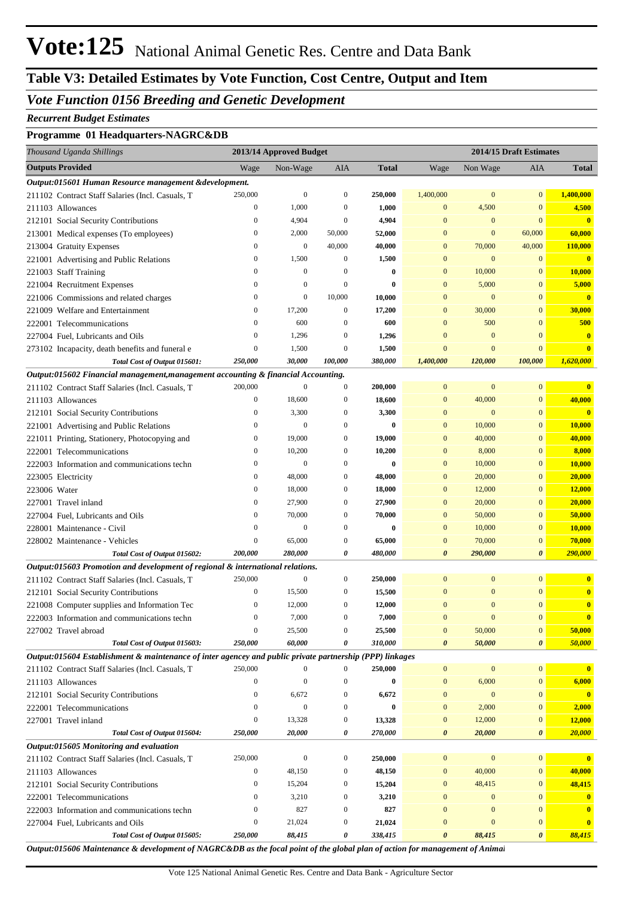# Vote:125 National Animal Genetic Res. Centre and Data Bank

## Table V3: Detailed Estimates by Vote Function, Cost Centre, Output and Item

### *Vote Function 0156 Breeding and Genetic Development*

***Recurrent Budget Estimates***

**Programme 01 Headquarters-NAGRC&DB**

| *Thousand Uganda Shillings* | 2013/14 Approved Budget | | | | 2014/15 Draft Estimates | | | |
|---|---|---|---|---|---|---|---|---|
| **Outputs Provided** | Wage | Non-Wage | AIA | **Total** | Wage | Non Wage | AIA | **Total** |
| ***Output:015601 Human Resource management &development.*** | | | | | | | | |
| 211102 Contract Staff Salaries (Incl. Casuals, T | 250,000 | 0 | 0 | **250,000** | 1,400,000 | 0 | 0 | **1,400,000** |
| 211103 Allowances | 0 | 1,000 | 0 | **1,000** | 0 | 4,500 | 0 | **4,500** |
| 212101 Social Security Contributions | 0 | 4,904 | 0 | **4,904** | 0 | 0 | 0 | **0** |
| 213001 Medical expenses (To employees) | 0 | 2,000 | 50,000 | **52,000** | 0 | 0 | 60,000 | **60,000** |
| 213004 Gratuity Expenses | 0 | 0 | 40,000 | **40,000** | 0 | 70,000 | 40,000 | **110,000** |
| 221001 Advertising and Public Relations | 0 | 1,500 | 0 | **1,500** | 0 | 0 | 0 | **0** |
| 221003 Staff Training | 0 | 0 | 0 | **0** | 0 | 10,000 | 0 | **10,000** |
| 221004 Recruitment Expenses | 0 | 0 | 0 | **0** | 0 | 5,000 | 0 | **5,000** |
| 221006 Commissions and related charges | 0 | 0 | 10,000 | **10,000** | 0 | 0 | 0 | **0** |
| 221009 Welfare and Entertainment | 0 | 17,200 | 0 | **17,200** | 0 | 30,000 | 0 | **30,000** |
| 222001 Telecommunications | 0 | 600 | 0 | **600** | 0 | 500 | 0 | **500** |
| 227004 Fuel, Lubricants and Oils | 0 | 1,296 | 0 | **1,296** | 0 | 0 | 0 | **0** |
| 273102 Incapacity, death benefits and funeral e | 0 | 1,500 | 0 | **1,500** | 0 | 0 | 0 | **0** |
| ***Total Cost of Output 015601:*** | ***250,000*** | ***30,000*** | ***100,000*** | ***380,000*** | ***1,400,000*** | ***120,000*** | ***100,000*** | ***1,620,000*** |
| ***Output:015602 Financial management,management accounting & financial Accounting.*** | | | | | | | | |
| 211102 Contract Staff Salaries (Incl. Casuals, T | 200,000 | 0 | 0 | **200,000** | 0 | 0 | 0 | **0** |
| 211103 Allowances | 0 | 18,600 | 0 | **18,600** | 0 | 40,000 | 0 | **40,000** |
| 212101 Social Security Contributions | 0 | 3,300 | 0 | **3,300** | 0 | 0 | 0 | **0** |
| 221001 Advertising and Public Relations | 0 | 0 | 0 | **0** | 0 | 10,000 | 0 | **10,000** |
| 221011 Printing, Stationery, Photocopying and | 0 | 19,000 | 0 | **19,000** | 0 | 40,000 | 0 | **40,000** |
| 222001 Telecommunications | 0 | 10,200 | 0 | **10,200** | 0 | 8,000 | 0 | **8,000** |
| 222003 Information and communications techn | 0 | 0 | 0 | **0** | 0 | 10,000 | 0 | **10,000** |
| 223005 Electricity | 0 | 48,000 | 0 | **48,000** | 0 | 20,000 | 0 | **20,000** |
| 223006 Water | 0 | 18,000 | 0 | **18,000** | 0 | 12,000 | 0 | **12,000** |
| 227001 Travel inland | 0 | 27,900 | 0 | **27,900** | 0 | 20,000 | 0 | **20,000** |
| 227004 Fuel, Lubricants and Oils | 0 | 70,000 | 0 | **70,000** | 0 | 50,000 | 0 | **50,000** |
| 228001 Maintenance - Civil | 0 | 0 | 0 | **0** | 0 | 10,000 | 0 | **10,000** |
| 228002 Maintenance - Vehicles | 0 | 65,000 | 0 | **65,000** | 0 | 70,000 | 0 | **70,000** |
| ***Total Cost of Output 015602:*** | ***200,000*** | ***280,000*** | ***0*** | ***480,000*** | ***0*** | ***290,000*** | ***0*** | ***290,000*** |
| ***Output:015603 Promotion and development of regional & international relations.*** | | | | | | | | |
| 211102 Contract Staff Salaries (Incl. Casuals, T | 250,000 | 0 | 0 | **250,000** | 0 | 0 | 0 | **0** |
| 212101 Social Security Contributions | 0 | 15,500 | 0 | **15,500** | 0 | 0 | 0 | **0** |
| 221008 Computer supplies and Information Tec | 0 | 12,000 | 0 | **12,000** | 0 | 0 | 0 | **0** |
| 222003 Information and communications techn | 0 | 7,000 | 0 | **7,000** | 0 | 0 | 0 | **0** |
| 227002 Travel abroad | 0 | 25,500 | 0 | **25,500** | 0 | 50,000 | 0 | **50,000** |
| ***Total Cost of Output 015603:*** | ***250,000*** | ***60,000*** | ***0*** | ***310,000*** | ***0*** | ***50,000*** | ***0*** | ***50,000*** |
| ***Output:015604 Establishment & maintenance of inter agency and public private partnership (PPP) linkages*** | | | | | | | | |
| 211102 Contract Staff Salaries (Incl. Casuals, T | 250,000 | 0 | 0 | **250,000** | 0 | 0 | 0 | **0** |
| 211103 Allowances | 0 | 0 | 0 | **0** | 0 | 6,000 | 0 | **6,000** |
| 212101 Social Security Contributions | 0 | 6,672 | 0 | **6,672** | 0 | 0 | 0 | **0** |
| 222001 Telecommunications | 0 | 0 | 0 | **0** | 0 | 2,000 | 0 | **2,000** |
| 227001 Travel inland | 0 | 13,328 | 0 | **13,328** | 0 | 12,000 | 0 | **12,000** |
| ***Total Cost of Output 015604:*** | ***250,000*** | ***20,000*** | ***0*** | ***270,000*** | ***0*** | ***20,000*** | ***0*** | ***20,000*** |
| ***Output:015605 Monitoring and evaluation*** | | | | | | | | |
| 211102 Contract Staff Salaries (Incl. Casuals, T | 250,000 | 0 | 0 | **250,000** | 0 | 0 | 0 | **0** |
| 211103 Allowances | 0 | 48,150 | 0 | **48,150** | 0 | 40,000 | 0 | **40,000** |
| 212101 Social Security Contributions | 0 | 15,204 | 0 | **15,204** | 0 | 48,415 | 0 | **48,415** |
| 222001 Telecommunications | 0 | 3,210 | 0 | **3,210** | 0 | 0 | 0 | **0** |
| 222003 Information and communications techn | 0 | 827 | 0 | **827** | 0 | 0 | 0 | **0** |
| 227004 Fuel, Lubricants and Oils | 0 | 21,024 | 0 | **21,024** | 0 | 0 | 0 | **0** |
| ***Total Cost of Output 015605:*** | ***250,000*** | ***88,415*** | ***0*** | ***338,415*** | ***0*** | ***88,415*** | ***0*** | ***88,415*** |

***Output:015606 Maintenance & development of NAGRC&DB as the focal point of the global plan of action for management of Animal***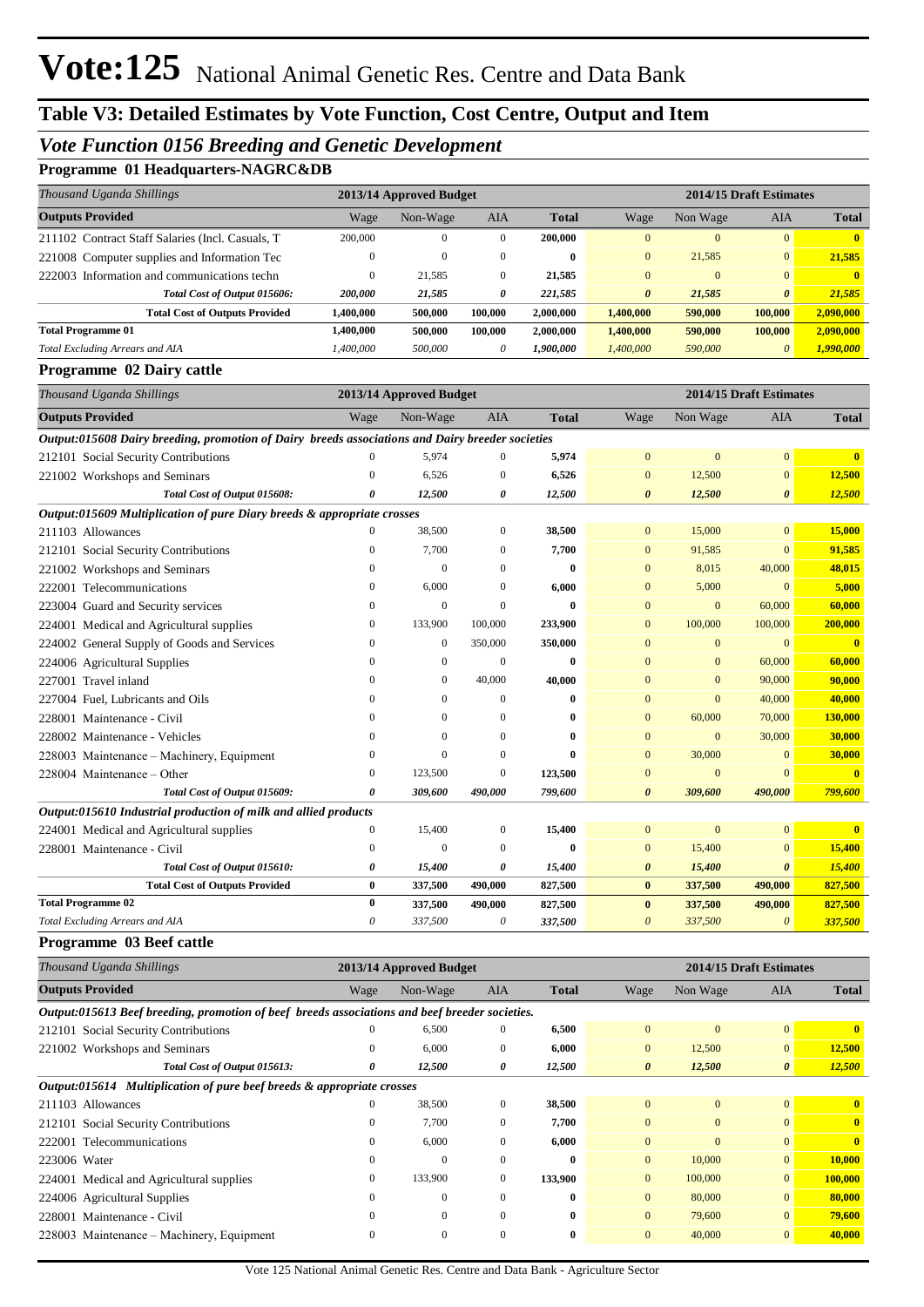# Vote:125 National Animal Genetic Res. Centre and Data Bank

## Table V3: Detailed Estimates by Vote Function, Cost Centre, Output and Item

### *Vote Function 0156 Breeding and Genetic Development*

#### Programme 01 Headquarters-NAGRC&DB

| *Thousand Uganda Shillings* | 2013/14 Approved Budget | | | | 2014/15 Draft Estimates | | | |
|---|---|---|---|---|---|---|---|---|
| **Outputs Provided** | Wage | Non-Wage | AIA | **Total** | Wage | Non Wage | AIA | **Total** |
| 211102 Contract Staff Salaries (Incl. Casuals, T | 200,000 | 0 | 0 | **200,000** | 0 | 0 | 0 | **0** |
| 221008 Computer supplies and Information Tec | 0 | 0 | 0 | **0** | 0 | 21,585 | 0 | **21,585** |
| 222003 Information and communications techn | 0 | 21,585 | 0 | **21,585** | 0 | 0 | 0 | **0** |
| ***Total Cost of Output 015606:*** | ***200,000*** | ***21,585*** | ***0*** | ***221,585*** | ***0*** | ***21,585*** | ***0*** | ***21,585*** |
| **Total Cost of Outputs Provided** | **1,400,000** | **500,000** | **100,000** | **2,000,000** | **1,400,000** | **590,000** | **100,000** | **2,090,000** |
| **Total Programme 01** | **1,400,000** | **500,000** | **100,000** | **2,000,000** | **1,400,000** | **590,000** | **100,000** | **2,090,000** |
| *Total Excluding Arrears and AIA* | *1,400,000* | *500,000* | *0* | *1,900,000* | *1,400,000* | *590,000* | *0* | *1,990,000* |

#### Programme 02 Dairy cattle

| *Thousand Uganda Shillings* | 2013/14 Approved Budget | | | | 2014/15 Draft Estimates | | | |
|---|---|---|---|---|---|---|---|---|
| **Outputs Provided** | Wage | Non-Wage | AIA | **Total** | Wage | Non Wage | AIA | **Total** |
| ***Output:015608 Dairy breeding, promotion of Dairy breeds associations and Dairy breeder societies*** | | | | | | | | |
| 212101 Social Security Contributions | 0 | 5,974 | 0 | **5,974** | 0 | 0 | 0 | **0** |
| 221002 Workshops and Seminars | 0 | 6,526 | 0 | **6,526** | 0 | 12,500 | 0 | **12,500** |
| ***Total Cost of Output 015608:*** | ***0*** | ***12,500*** | ***0*** | ***12,500*** | ***0*** | ***12,500*** | ***0*** | ***12,500*** |
| ***Output:015609 Multiplication of pure Diary breeds & appropriate crosses*** | | | | | | | | |
| 211103 Allowances | 0 | 38,500 | 0 | **38,500** | 0 | 15,000 | 0 | **15,000** |
| 212101 Social Security Contributions | 0 | 7,700 | 0 | **7,700** | 0 | 91,585 | 0 | **91,585** |
| 221002 Workshops and Seminars | 0 | 0 | 0 | **0** | 0 | 8,015 | 40,000 | **48,015** |
| 222001 Telecommunications | 0 | 6,000 | 0 | **6,000** | 0 | 5,000 | 0 | **5,000** |
| 223004 Guard and Security services | 0 | 0 | 0 | **0** | 0 | 0 | 60,000 | **60,000** |
| 224001 Medical and Agricultural supplies | 0 | 133,900 | 100,000 | **233,900** | 0 | 100,000 | 100,000 | **200,000** |
| 224002 General Supply of Goods and Services | 0 | 0 | 350,000 | **350,000** | 0 | 0 | 0 | **0** |
| 224006 Agricultural Supplies | 0 | 0 | 0 | **0** | 0 | 0 | 60,000 | **60,000** |
| 227001 Travel inland | 0 | 0 | 40,000 | **40,000** | 0 | 0 | 90,000 | **90,000** |
| 227004 Fuel, Lubricants and Oils | 0 | 0 | 0 | **0** | 0 | 0 | 40,000 | **40,000** |
| 228001 Maintenance - Civil | 0 | 0 | 0 | **0** | 0 | 60,000 | 70,000 | **130,000** |
| 228002 Maintenance - Vehicles | 0 | 0 | 0 | **0** | 0 | 0 | 30,000 | **30,000** |
| 228003 Maintenance – Machinery, Equipment | 0 | 0 | 0 | **0** | 0 | 30,000 | 0 | **30,000** |
| 228004 Maintenance – Other | 0 | 123,500 | 0 | **123,500** | 0 | 0 | 0 | **0** |
| ***Total Cost of Output 015609:*** | ***0*** | ***309,600*** | ***490,000*** | ***799,600*** | ***0*** | ***309,600*** | ***490,000*** | ***799,600*** |
| ***Output:015610 Industrial production of milk and allied products*** | | | | | | | | |
| 224001 Medical and Agricultural supplies | 0 | 15,400 | 0 | **15,400** | 0 | 0 | 0 | **0** |
| 228001 Maintenance - Civil | 0 | 0 | 0 | **0** | 0 | 15,400 | 0 | **15,400** |
| ***Total Cost of Output 015610:*** | ***0*** | ***15,400*** | ***0*** | ***15,400*** | ***0*** | ***15,400*** | ***0*** | ***15,400*** |
| **Total Cost of Outputs Provided** | **0** | **337,500** | **490,000** | **827,500** | **0** | **337,500** | **490,000** | **827,500** |
| **Total Programme 02** | **0** | **337,500** | **490,000** | **827,500** | **0** | **337,500** | **490,000** | **827,500** |
| *Total Excluding Arrears and AIA* | *0* | *337,500* | *0* | *337,500* | *0* | *337,500* | *0* | *337,500* |

#### Programme 03 Beef cattle

| *Thousand Uganda Shillings* | 2013/14 Approved Budget | | | | 2014/15 Draft Estimates | | | |
|---|---|---|---|---|---|---|---|---|
| **Outputs Provided** | Wage | Non-Wage | AIA | **Total** | Wage | Non Wage | AIA | **Total** |
| ***Output:015613 Beef breeding, promotion of beef breeds associations and beef breeder societies.*** | | | | | | | | |
| 212101 Social Security Contributions | 0 | 6,500 | 0 | **6,500** | 0 | 0 | 0 | **0** |
| 221002 Workshops and Seminars | 0 | 6,000 | 0 | **6,000** | 0 | 12,500 | 0 | **12,500** |
| ***Total Cost of Output 015613:*** | ***0*** | ***12,500*** | ***0*** | ***12,500*** | ***0*** | ***12,500*** | ***0*** | ***12,500*** |
| ***Output:015614 Multiplication of pure beef breeds & appropriate crosses*** | | | | | | | | |
| 211103 Allowances | 0 | 38,500 | 0 | **38,500** | 0 | 0 | 0 | **0** |
| 212101 Social Security Contributions | 0 | 7,700 | 0 | **7,700** | 0 | 0 | 0 | **0** |
| 222001 Telecommunications | 0 | 6,000 | 0 | **6,000** | 0 | 0 | 0 | **0** |
| 223006 Water | 0 | 0 | 0 | **0** | 0 | 10,000 | 0 | **10,000** |
| 224001 Medical and Agricultural supplies | 0 | 133,900 | 0 | **133,900** | 0 | 100,000 | 0 | **100,000** |
| 224006 Agricultural Supplies | 0 | 0 | 0 | **0** | 0 | 80,000 | 0 | **80,000** |
| 228001 Maintenance - Civil | 0 | 0 | 0 | **0** | 0 | 79,600 | 0 | **79,600** |
| 228003 Maintenance – Machinery, Equipment | 0 | 0 | 0 | **0** | 0 | 40,000 | 0 | **40,000** |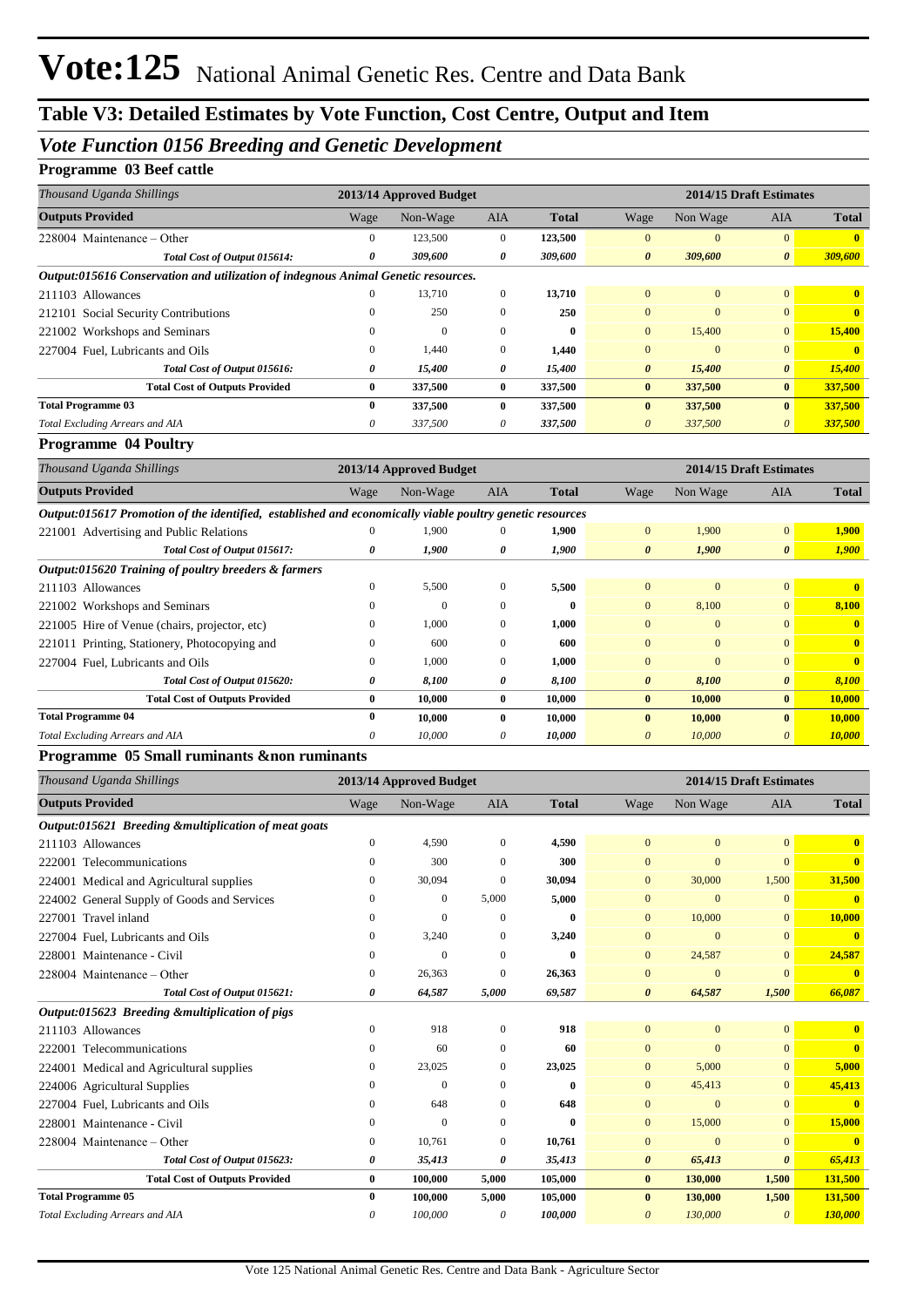# Vote:125 National Animal Genetic Res. Centre and Data Bank

## Table V3: Detailed Estimates by Vote Function, Cost Centre, Output and Item

### *Vote Function 0156 Breeding and Genetic Development*

**Programme 03 Beef cattle**

| *Thousand Uganda Shillings* | 2013/14 Approved Budget | | | | 2014/15 Draft Estimates | | | |
|---|---|---|---|---|---|---|---|---|
| **Outputs Provided** | Wage | Non-Wage | AIA | **Total** | Wage | Non Wage | AIA | **Total** |
| 228004 Maintenance – Other | 0 | 123,500 | 0 | **123,500** | 0 | 0 | 0 | **0** |
| ***Total Cost of Output 015614:*** | ***0*** | ***309,600*** | ***0*** | ***309,600*** | ***0*** | ***309,600*** | ***0*** | ***309,600*** |
| ***Output:015616 Conservation and utilization of indegnous Animal Genetic resources.*** | | | | | | | | |
| 211103 Allowances | 0 | 13,710 | 0 | **13,710** | 0 | 0 | 0 | **0** |
| 212101 Social Security Contributions | 0 | 250 | 0 | **250** | 0 | 0 | 0 | **0** |
| 221002 Workshops and Seminars | 0 | 0 | 0 | **0** | 0 | 15,400 | 0 | **15,400** |
| 227004 Fuel, Lubricants and Oils | 0 | 1,440 | 0 | **1,440** | 0 | 0 | 0 | **0** |
| ***Total Cost of Output 015616:*** | ***0*** | ***15,400*** | ***0*** | ***15,400*** | ***0*** | ***15,400*** | ***0*** | ***15,400*** |
| **Total Cost of Outputs Provided** | **0** | **337,500** | **0** | **337,500** | **0** | **337,500** | **0** | **337,500** |
| **Total Programme 03** | **0** | **337,500** | **0** | **337,500** | **0** | **337,500** | **0** | **337,500** |
| *Total Excluding Arrears and AIA* | *0* | *337,500* | *0* | *337,500* | *0* | *337,500* | *0* | ***337,500*** |

**Programme 04 Poultry**

| *Thousand Uganda Shillings* | 2013/14 Approved Budget | | | | 2014/15 Draft Estimates | | | |
|---|---|---|---|---|---|---|---|---|
| **Outputs Provided** | Wage | Non-Wage | AIA | **Total** | Wage | Non Wage | AIA | **Total** |
| ***Output:015617 Promotion of the identified, established and economically viable poultry genetic resources*** | | | | | | | | |
| 221001 Advertising and Public Relations | 0 | 1,900 | 0 | **1,900** | 0 | 1,900 | 0 | **1,900** |
| ***Total Cost of Output 015617:*** | ***0*** | ***1,900*** | ***0*** | ***1,900*** | ***0*** | ***1,900*** | ***0*** | ***1,900*** |
| ***Output:015620 Training of poultry breeders & farmers*** | | | | | | | | |
| 211103 Allowances | 0 | 5,500 | 0 | **5,500** | 0 | 0 | 0 | **0** |
| 221002 Workshops and Seminars | 0 | 0 | 0 | **0** | 0 | 8,100 | 0 | **8,100** |
| 221005 Hire of Venue (chairs, projector, etc) | 0 | 1,000 | 0 | **1,000** | 0 | 0 | 0 | **0** |
| 221011 Printing, Stationery, Photocopying and | 0 | 600 | 0 | **600** | 0 | 0 | 0 | **0** |
| 227004 Fuel, Lubricants and Oils | 0 | 1,000 | 0 | **1,000** | 0 | 0 | 0 | **0** |
| ***Total Cost of Output 015620:*** | ***0*** | ***8,100*** | ***0*** | ***8,100*** | ***0*** | ***8,100*** | ***0*** | ***8,100*** |
| **Total Cost of Outputs Provided** | **0** | **10,000** | **0** | **10,000** | **0** | **10,000** | **0** | **10,000** |
| **Total Programme 04** | **0** | **10,000** | **0** | **10,000** | **0** | **10,000** | **0** | **10,000** |
| *Total Excluding Arrears and AIA* | *0* | *10,000* | *0* | ***10,000*** | *0* | *10,000* | *0* | ***10,000*** |

**Programme 05 Small ruminants &non ruminants**

| *Thousand Uganda Shillings* | 2013/14 Approved Budget | | | | 2014/15 Draft Estimates | | | |
|---|---|---|---|---|---|---|---|---|
| **Outputs Provided** | Wage | Non-Wage | AIA | **Total** | Wage | Non Wage | AIA | **Total** |
| ***Output:015621 Breeding &multiplication of meat goats*** | | | | | | | | |
| 211103 Allowances | 0 | 4,590 | 0 | **4,590** | 0 | 0 | 0 | **0** |
| 222001 Telecommunications | 0 | 300 | 0 | **300** | 0 | 0 | 0 | **0** |
| 224001 Medical and Agricultural supplies | 0 | 30,094 | 0 | **30,094** | 0 | 30,000 | 1,500 | **31,500** |
| 224002 General Supply of Goods and Services | 0 | 0 | 5,000 | **5,000** | 0 | 0 | 0 | **0** |
| 227001 Travel inland | 0 | 0 | 0 | **0** | 0 | 10,000 | 0 | **10,000** |
| 227004 Fuel, Lubricants and Oils | 0 | 3,240 | 0 | **3,240** | 0 | 0 | 0 | **0** |
| 228001 Maintenance - Civil | 0 | 0 | 0 | **0** | 0 | 24,587 | 0 | **24,587** |
| 228004 Maintenance – Other | 0 | 26,363 | 0 | **26,363** | 0 | 0 | 0 | **0** |
| ***Total Cost of Output 015621:*** | ***0*** | ***64,587*** | ***5,000*** | ***69,587*** | ***0*** | ***64,587*** | ***1,500*** | ***66,087*** |
| ***Output:015623 Breeding &multiplication of pigs*** | | | | | | | | |
| 211103 Allowances | 0 | 918 | 0 | **918** | 0 | 0 | 0 | **0** |
| 222001 Telecommunications | 0 | 60 | 0 | **60** | 0 | 0 | 0 | **0** |
| 224001 Medical and Agricultural supplies | 0 | 23,025 | 0 | **23,025** | 0 | 5,000 | 0 | **5,000** |
| 224006 Agricultural Supplies | 0 | 0 | 0 | **0** | 0 | 45,413 | 0 | **45,413** |
| 227004 Fuel, Lubricants and Oils | 0 | 648 | 0 | **648** | 0 | 0 | 0 | **0** |
| 228001 Maintenance - Civil | 0 | 0 | 0 | **0** | 0 | 15,000 | 0 | **15,000** |
| 228004 Maintenance – Other | 0 | 10,761 | 0 | **10,761** | 0 | 0 | 0 | **0** |
| ***Total Cost of Output 015623:*** | ***0*** | ***35,413*** | ***0*** | ***35,413*** | ***0*** | ***65,413*** | ***0*** | ***65,413*** |
| **Total Cost of Outputs Provided** | **0** | **100,000** | **5,000** | **105,000** | **0** | **130,000** | **1,500** | **131,500** |
| **Total Programme 05** | **0** | **100,000** | **5,000** | **105,000** | **0** | **130,000** | **1,500** | **131,500** |
| *Total Excluding Arrears and AIA* | *0* | *100,000* | *0* | ***100,000*** | *0* | *130,000* | *0* | ***130,000*** |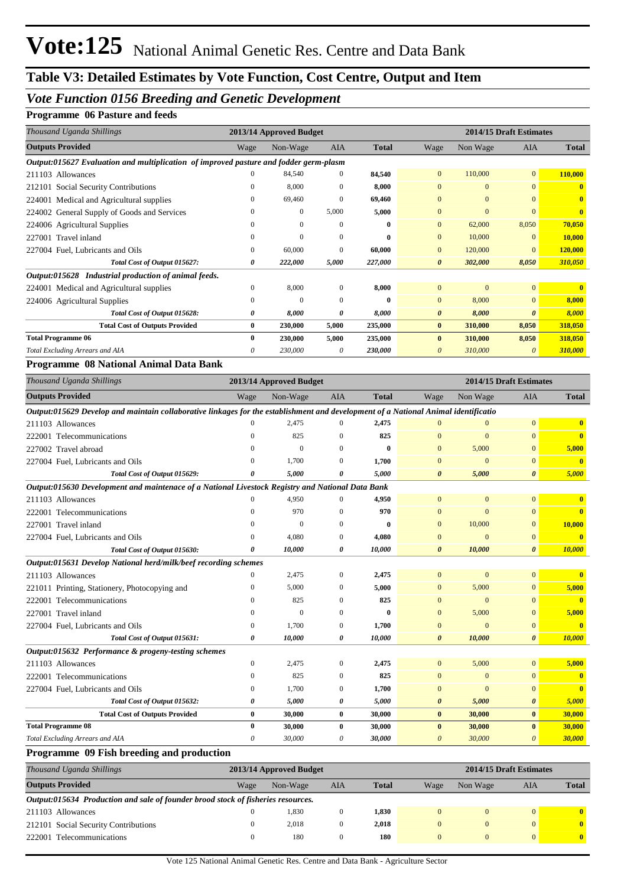# Vote:125 National Animal Genetic Res. Centre and Data Bank

## Table V3: Detailed Estimates by Vote Function, Cost Centre, Output and Item

### *Vote Function 0156 Breeding and Genetic Development*

**Programme 06 Pasture and feeds**

| *Thousand Uganda Shillings* | 2013/14 Approved Budget | | | | 2014/15 Draft Estimates | | | |
|---|---|---|---|---|---|---|---|---|
| **Outputs Provided** | Wage | Non-Wage | AIA | **Total** | Wage | Non Wage | AIA | **Total** |
| ***Output:015627 Evaluation and multiplication of improved pasture and fodder germ-plasm*** | | | | | | | | |
| 211103 Allowances | 0 | 84,540 | 0 | **84,540** | 0 | 110,000 | 0 | **110,000** |
| 212101 Social Security Contributions | 0 | 8,000 | 0 | **8,000** | 0 | 0 | 0 | **0** |
| 224001 Medical and Agricultural supplies | 0 | 69,460 | 0 | **69,460** | 0 | 0 | 0 | **0** |
| 224002 General Supply of Goods and Services | 0 | 0 | 5,000 | **5,000** | 0 | 0 | 0 | **0** |
| 224006 Agricultural Supplies | 0 | 0 | 0 | **0** | 0 | 62,000 | 8,050 | **70,050** |
| 227001 Travel inland | 0 | 0 | 0 | **0** | 0 | 10,000 | 0 | **10,000** |
| 227004 Fuel, Lubricants and Oils | 0 | 60,000 | 0 | **60,000** | 0 | 120,000 | 0 | **120,000** |
| ***Total Cost of Output 015627:*** | ***0*** | ***222,000*** | ***5,000*** | ***227,000*** | ***0*** | ***302,000*** | ***8,050*** | ***310,050*** |
| ***Output:015628 Industrial production of animal feeds.*** | | | | | | | | |
| 224001 Medical and Agricultural supplies | 0 | 8,000 | 0 | **8,000** | 0 | 0 | 0 | **0** |
| 224006 Agricultural Supplies | 0 | 0 | 0 | **0** | 0 | 8,000 | 0 | **8,000** |
| ***Total Cost of Output 015628:*** | ***0*** | ***8,000*** | ***0*** | ***8,000*** | ***0*** | ***8,000*** | ***0*** | ***8,000*** |
| **Total Cost of Outputs Provided** | **0** | **230,000** | **5,000** | **235,000** | **0** | **310,000** | **8,050** | **318,050** |
| **Total Programme 06** | **0** | **230,000** | **5,000** | **235,000** | **0** | **310,000** | **8,050** | **318,050** |
| *Total Excluding Arrears and AIA* | *0* | *230,000* | *0* | *230,000* | *0* | *310,000* | *0* | *310,000* |

**Programme 08 National Animal Data Bank**

| *Thousand Uganda Shillings* | 2013/14 Approved Budget | | | | 2014/15 Draft Estimates | | | |
|---|---|---|---|---|---|---|---|---|
| **Outputs Provided** | Wage | Non-Wage | AIA | **Total** | Wage | Non Wage | AIA | **Total** |
| ***Output:015629 Develop and maintain collaborative linkages for the establishment and development of a National Animal identificatio*** | | | | | | | | |
| 211103 Allowances | 0 | 2,475 | 0 | **2,475** | 0 | 0 | 0 | **0** |
| 222001 Telecommunications | 0 | 825 | 0 | **825** | 0 | 0 | 0 | **0** |
| 227002 Travel abroad | 0 | 0 | 0 | **0** | 0 | 5,000 | 0 | **5,000** |
| 227004 Fuel, Lubricants and Oils | 0 | 1,700 | 0 | **1,700** | 0 | 0 | 0 | **0** |
| ***Total Cost of Output 015629:*** | ***0*** | ***5,000*** | ***0*** | ***5,000*** | ***0*** | ***5,000*** | ***0*** | ***5,000*** |
| ***Output:015630 Development and maintenace of a National Livestock Registry and National Data Bank*** | | | | | | | | |
| 211103 Allowances | 0 | 4,950 | 0 | **4,950** | 0 | 0 | 0 | **0** |
| 222001 Telecommunications | 0 | 970 | 0 | **970** | 0 | 0 | 0 | **0** |
| 227001 Travel inland | 0 | 0 | 0 | **0** | 0 | 10,000 | 0 | **10,000** |
| 227004 Fuel, Lubricants and Oils | 0 | 4,080 | 0 | **4,080** | 0 | 0 | 0 | **0** |
| ***Total Cost of Output 015630:*** | ***0*** | ***10,000*** | ***0*** | ***10,000*** | ***0*** | ***10,000*** | ***0*** | ***10,000*** |
| ***Output:015631 Develop National herd/milk/beef recording schemes*** | | | | | | | | |
| 211103 Allowances | 0 | 2,475 | 0 | **2,475** | 0 | 0 | 0 | **0** |
| 221011 Printing, Stationery, Photocopying and | 0 | 5,000 | 0 | **5,000** | 0 | 5,000 | 0 | **5,000** |
| 222001 Telecommunications | 0 | 825 | 0 | **825** | 0 | 0 | 0 | **0** |
| 227001 Travel inland | 0 | 0 | 0 | **0** | 0 | 5,000 | 0 | **5,000** |
| 227004 Fuel, Lubricants and Oils | 0 | 1,700 | 0 | **1,700** | 0 | 0 | 0 | **0** |
| ***Total Cost of Output 015631:*** | ***0*** | ***10,000*** | ***0*** | ***10,000*** | ***0*** | ***10,000*** | ***0*** | ***10,000*** |
| ***Output:015632 Performance & progeny-testing schemes*** | | | | | | | | |
| 211103 Allowances | 0 | 2,475 | 0 | **2,475** | 0 | 5,000 | 0 | **5,000** |
| 222001 Telecommunications | 0 | 825 | 0 | **825** | 0 | 0 | 0 | **0** |
| 227004 Fuel, Lubricants and Oils | 0 | 1,700 | 0 | **1,700** | 0 | 0 | 0 | **0** |
| ***Total Cost of Output 015632:*** | ***0*** | ***5,000*** | ***0*** | ***5,000*** | ***0*** | ***5,000*** | ***0*** | ***5,000*** |
| **Total Cost of Outputs Provided** | **0** | **30,000** | **0** | **30,000** | **0** | **30,000** | **0** | **30,000** |
| **Total Programme 08** | **0** | **30,000** | **0** | **30,000** | **0** | **30,000** | **0** | **30,000** |
| *Total Excluding Arrears and AIA* | *0* | *30,000* | *0* | *30,000* | *0* | *30,000* | *0* | *30,000* |

**Programme 09 Fish breeding and production**

| *Thousand Uganda Shillings* | 2013/14 Approved Budget | | | | 2014/15 Draft Estimates | | | |
|---|---|---|---|---|---|---|---|---|
| **Outputs Provided** | Wage | Non-Wage | AIA | **Total** | Wage | Non Wage | AIA | **Total** |
| ***Output:015634 Production and sale of founder brood stock of fisheries resources.*** | | | | | | | | |
| 211103 Allowances | 0 | 1,830 | 0 | **1,830** | 0 | 0 | 0 | **0** |
| 212101 Social Security Contributions | 0 | 2,018 | 0 | **2,018** | 0 | 0 | 0 | **0** |
| 222001 Telecommunications | 0 | 180 | 0 | **180** | 0 | 0 | 0 | **0** |

Vote 125 National Animal Genetic Res. Centre and Data Bank - Agriculture Sector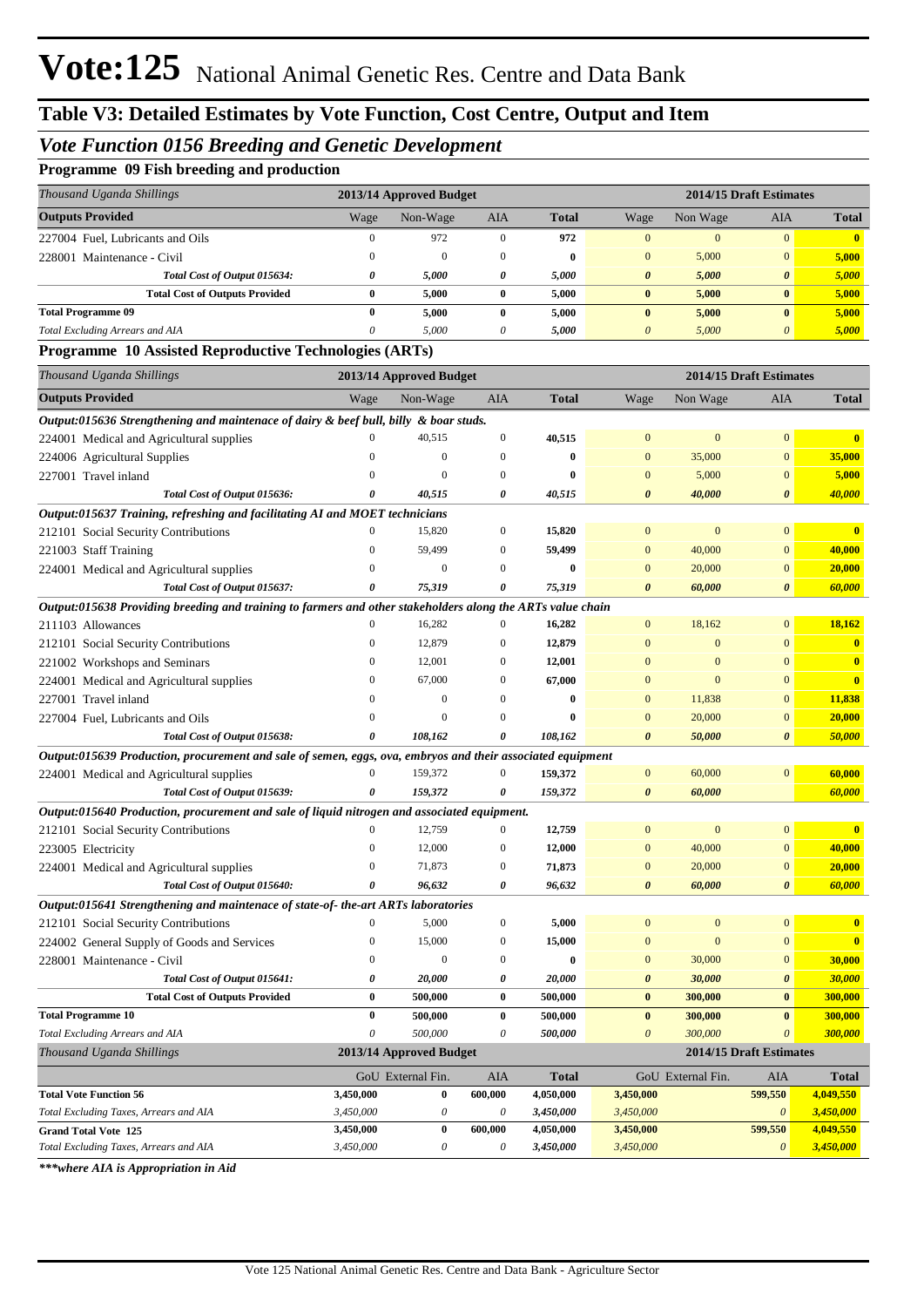# Vote:125 National Animal Genetic Res. Centre and Data Bank

## Table V3: Detailed Estimates by Vote Function, Cost Centre, Output and Item

### *Vote Function 0156 Breeding and Genetic Development*

**Programme 09 Fish breeding and production**

| *Thousand Uganda Shillings* | 2013/14 Approved Budget | | | | 2014/15 Draft Estimates | | | |
|---|---|---|---|---|---|---|---|---|
| **Outputs Provided** | Wage | Non-Wage | AIA | **Total** | Wage | Non Wage | AIA | **Total** |
| 227004 Fuel, Lubricants and Oils | 0 | 972 | 0 | **972** | 0 | 0 | 0 | **0** |
| 228001 Maintenance - Civil | 0 | 0 | 0 | **0** | 0 | 5,000 | 0 | **5,000** |
| *Total Cost of Output 015634:* | *0* | *5,000* | *0* | *5,000* | *0* | *5,000* | *0* | *5,000* |
| **Total Cost of Outputs Provided** | **0** | **5,000** | **0** | **5,000** | **0** | **5,000** | **0** | **5,000** |
| **Total Programme 09** | **0** | **5,000** | **0** | **5,000** | **0** | **5,000** | **0** | **5,000** |
| *Total Excluding Arrears and AIA* | *0* | *5,000* | *0* | *5,000* | *0* | *5,000* | *0* | *5,000* |

**Programme 10 Assisted Reproductive Technologies (ARTs)**

| *Thousand Uganda Shillings* | 2013/14 Approved Budget | | | | 2014/15 Draft Estimates | | | |
|---|---|---|---|---|---|---|---|---|
| **Outputs Provided** | Wage | Non-Wage | AIA | **Total** | Wage | Non Wage | AIA | **Total** |
| ***Output:015636 Strengthening and maintenace of dairy & beef bull, billy & boar studs.*** | | | | | | | | |
| 224001 Medical and Agricultural supplies | 0 | 40,515 | 0 | **40,515** | 0 | 0 | 0 | **0** |
| 224006 Agricultural Supplies | 0 | 0 | 0 | **0** | 0 | 35,000 | 0 | **35,000** |
| 227001 Travel inland | 0 | 0 | 0 | **0** | 0 | 5,000 | 0 | **5,000** |
| *Total Cost of Output 015636:* | *0* | *40,515* | *0* | *40,515* | *0* | *40,000* | *0* | *40,000* |
| ***Output:015637 Training, refreshing and facilitating AI and MOET technicians*** | | | | | | | | |
| 212101 Social Security Contributions | 0 | 15,820 | 0 | **15,820** | 0 | 0 | 0 | **0** |
| 221003 Staff Training | 0 | 59,499 | 0 | **59,499** | 0 | 40,000 | 0 | **40,000** |
| 224001 Medical and Agricultural supplies | 0 | 0 | 0 | **0** | 0 | 20,000 | 0 | **20,000** |
| *Total Cost of Output 015637:* | *0* | *75,319* | *0* | *75,319* | *0* | *60,000* | *0* | *60,000* |
| ***Output:015638 Providing breeding and training to farmers and other stakeholders along the ARTs value chain*** | | | | | | | | |
| 211103 Allowances | 0 | 16,282 | 0 | **16,282** | 0 | 18,162 | 0 | **18,162** |
| 212101 Social Security Contributions | 0 | 12,879 | 0 | **12,879** | 0 | 0 | 0 | **0** |
| 221002 Workshops and Seminars | 0 | 12,001 | 0 | **12,001** | 0 | 0 | 0 | **0** |
| 224001 Medical and Agricultural supplies | 0 | 67,000 | 0 | **67,000** | 0 | 0 | 0 | **0** |
| 227001 Travel inland | 0 | 0 | 0 | **0** | 0 | 11,838 | 0 | **11,838** |
| 227004 Fuel, Lubricants and Oils | 0 | 0 | 0 | **0** | 0 | 20,000 | 0 | **20,000** |
| *Total Cost of Output 015638:* | *0* | *108,162* | *0* | *108,162* | *0* | *50,000* | *0* | *50,000* |
| ***Output:015639 Production, procurement and sale of semen, eggs, ova, embryos and their associated equipment*** | | | | | | | | |
| 224001 Medical and Agricultural supplies | 0 | 159,372 | 0 | **159,372** | 0 | 60,000 | 0 | **60,000** |
| *Total Cost of Output 015639:* | *0* | *159,372* | *0* | *159,372* | *0* | *60,000* | | *60,000* |
| ***Output:015640 Production, procurement and sale of liquid nitrogen and associated equipment.*** | | | | | | | | |
| 212101 Social Security Contributions | 0 | 12,759 | 0 | **12,759** | 0 | 0 | 0 | **0** |
| 223005 Electricity | 0 | 12,000 | 0 | **12,000** | 0 | 40,000 | 0 | **40,000** |
| 224001 Medical and Agricultural supplies | 0 | 71,873 | 0 | **71,873** | 0 | 20,000 | 0 | **20,000** |
| *Total Cost of Output 015640:* | *0* | *96,632* | *0* | *96,632* | *0* | *60,000* | *0* | *60,000* |
| ***Output:015641 Strengthening and maintenace of state-of- the-art ARTs laboratories*** | | | | | | | | |
| 212101 Social Security Contributions | 0 | 5,000 | 0 | **5,000** | 0 | 0 | 0 | **0** |
| 224002 General Supply of Goods and Services | 0 | 15,000 | 0 | **15,000** | 0 | 0 | 0 | **0** |
| 228001 Maintenance - Civil | 0 | 0 | 0 | **0** | 0 | 30,000 | 0 | **30,000** |
| *Total Cost of Output 015641:* | *0* | *20,000* | *0* | *20,000* | *0* | *30,000* | *0* | *30,000* |
| **Total Cost of Outputs Provided** | **0** | **500,000** | **0** | **500,000** | **0** | **300,000** | **0** | **300,000** |
| **Total Programme 10** | **0** | **500,000** | **0** | **500,000** | **0** | **300,000** | **0** | **300,000** |
| *Total Excluding Arrears and AIA* | *0* | *500,000* | *0* | *500,000* | *0* | *300,000* | *0* | *300,000* |

| *Thousand Uganda Shillings* | 2013/14 Approved Budget | | | | 2014/15 Draft Estimates | | | |
|---|---|---|---|---|---|---|---|---|
| | GoU | External Fin. | AIA | **Total** | GoU | External Fin. | AIA | **Total** |
| **Total Vote Function 56** | **3,450,000** | **0** | **600,000** | **4,050,000** | **3,450,000** | | **599,550** | **4,049,550** |
| *Total Excluding Taxes, Arrears and AIA* | *3,450,000* | *0* | *0* | *3,450,000* | *3,450,000* | | *0* | *3,450,000* |
| **Grand Total Vote 125** | **3,450,000** | **0** | **600,000** | **4,050,000** | **3,450,000** | | **599,550** | **4,049,550** |
| *Total Excluding Taxes, Arrears and AIA* | *3,450,000* | *0* | *0* | *3,450,000* | *3,450,000* | | *0* | *3,450,000* |

***\*\*\*where AIA is Appropriation in Aid***